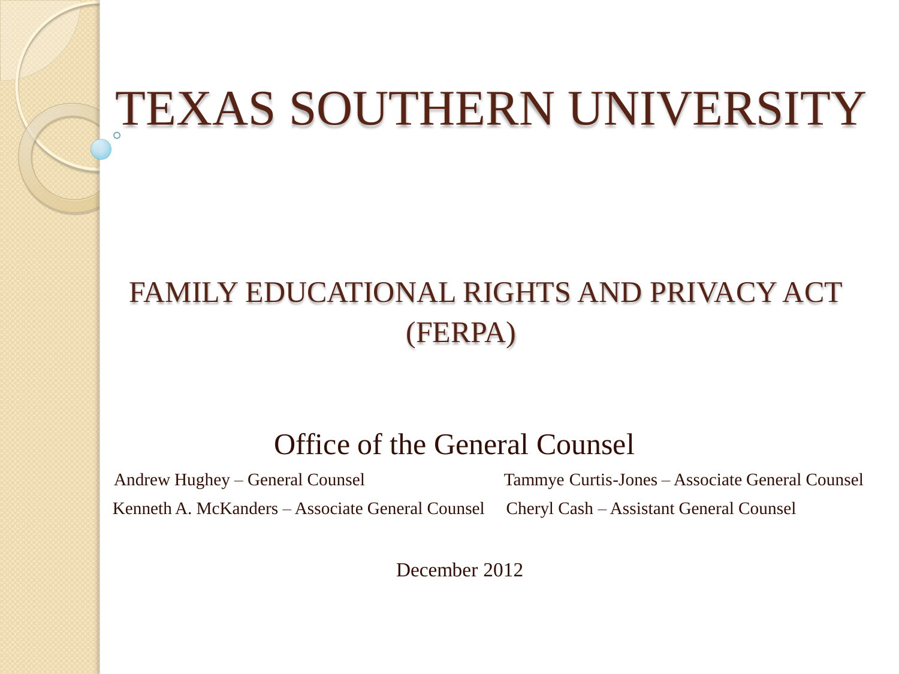# TEXAS SOUTHERN UNIVERSITY

## FAMILY EDUCATIONAL RIGHTS AND PRIVACY ACT (FERPA)

### Office of the General Counsel

Andrew Hughey – General Counsel

Tammye Curtis-Jones – Associate General Counsel

Kenneth A. McKanders – Associate General Counsel

Cheryl Cash – Assistant General Counsel

December 2012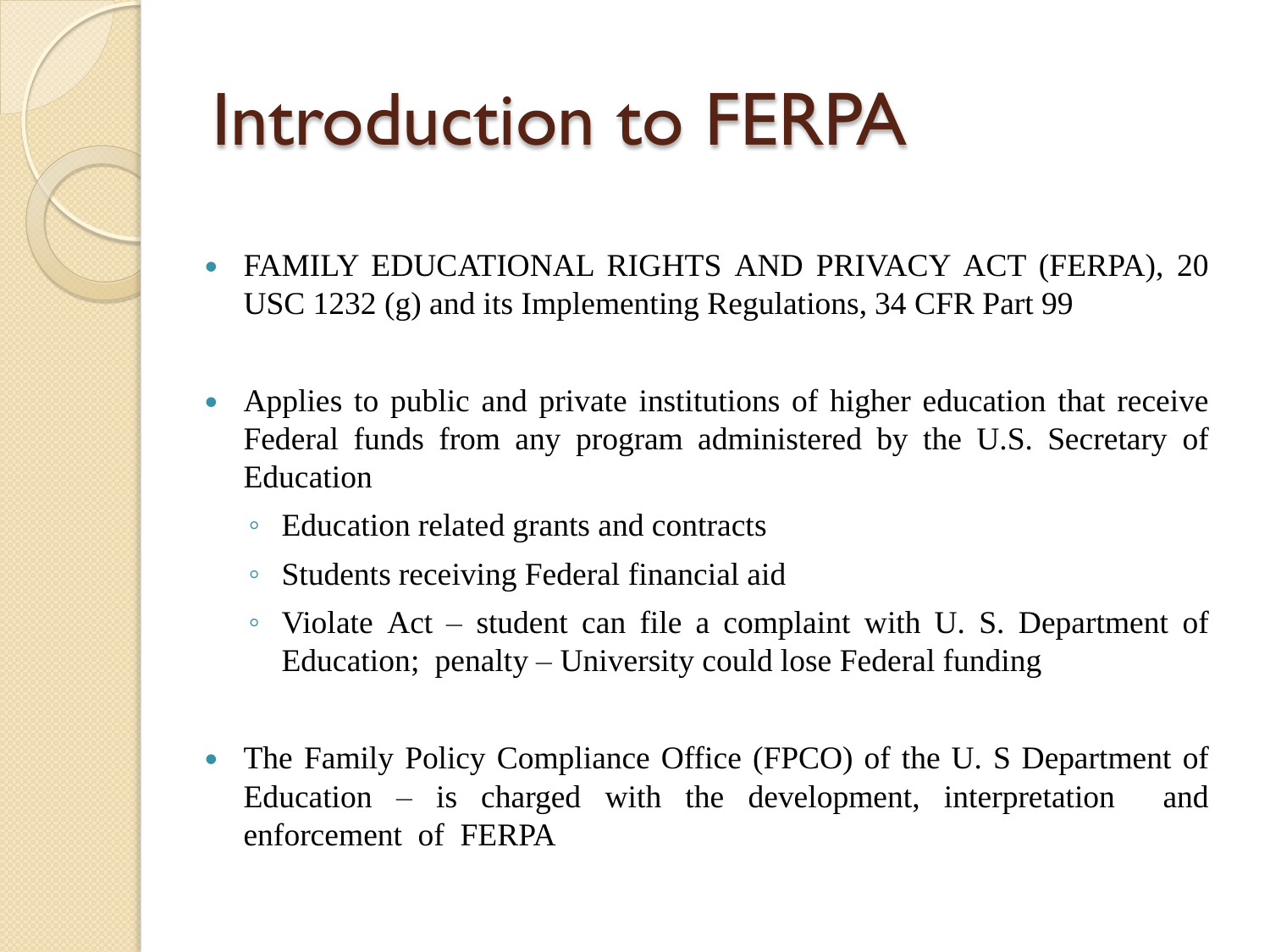# Introduction to FERPA

- FAMILY EDUCATIONAL RIGHTS AND PRIVACY ACT (FERPA), 20 USC 1232 (g) and its Implementing Regulations, 34 CFR Part 99

- Applies to public and private institutions of higher education that receive Federal funds from any program administered by the U.S. Secretary of Education
  - Education related grants and contracts
  - Students receiving Federal financial aid
  - Violate Act – student can file a complaint with U. S. Department of Education; penalty – University could lose Federal funding

- The Family Policy Compliance Office (FPCO) of the U. S Department of Education – is charged with the development, interpretation and enforcement of FERPA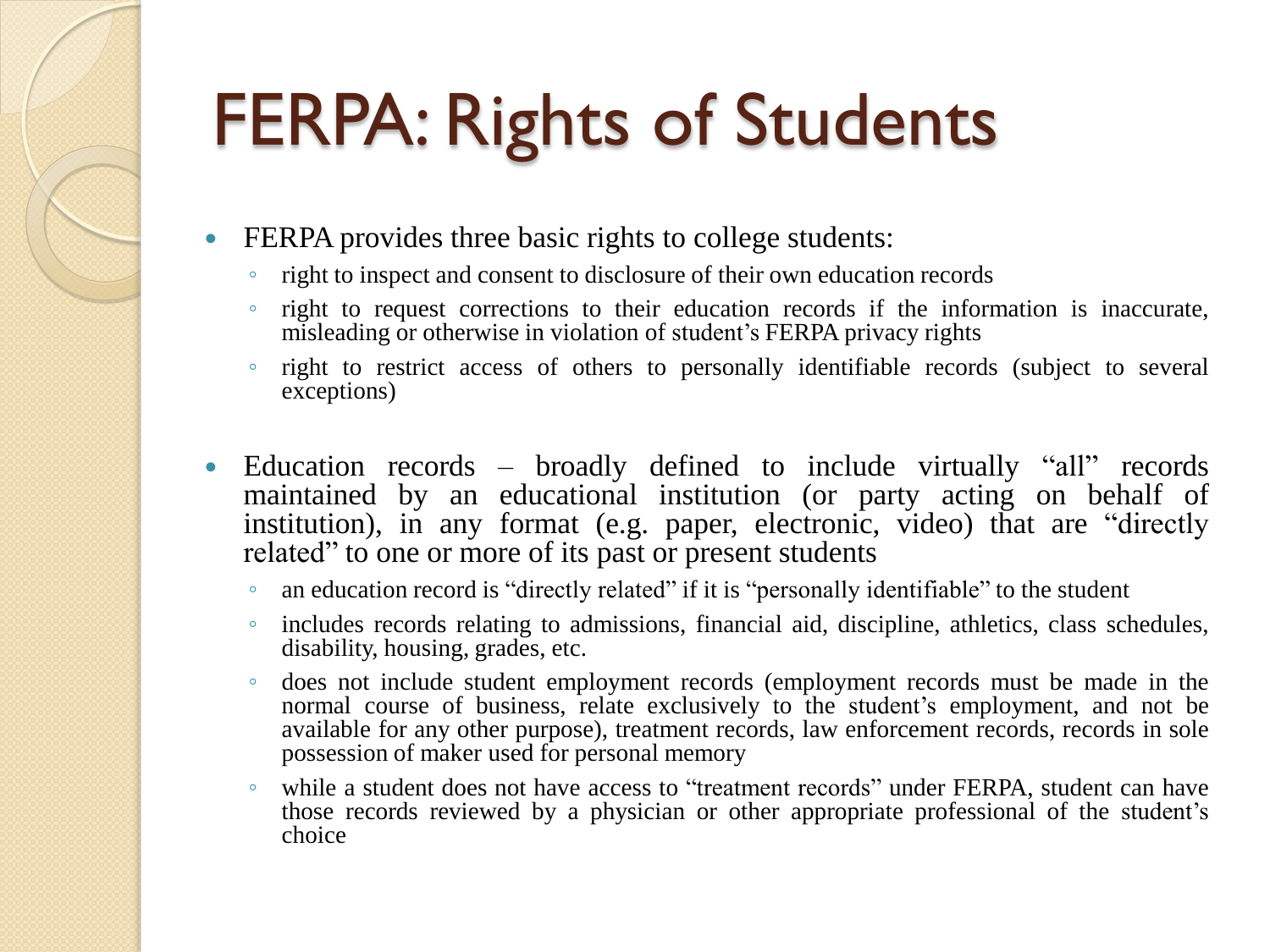# FERPA: Rights of Students

- FERPA provides three basic rights to college students:
  - right to inspect and consent to disclosure of their own education records
  - right to request corrections to their education records if the information is inaccurate, misleading or otherwise in violation of student's FERPA privacy rights
  - right to restrict access of others to personally identifiable records (subject to several exceptions)

- Education records – broadly defined to include virtually "all" records maintained by an educational institution (or party acting on behalf of institution), in any format (e.g. paper, electronic, video) that are "directly related" to one or more of its past or present students
  - an education record is "directly related" if it is "personally identifiable" to the student
  - includes records relating to admissions, financial aid, discipline, athletics, class schedules, disability, housing, grades, etc.
  - does not include student employment records (employment records must be made in the normal course of business, relate exclusively to the student's employment, and not be available for any other purpose), treatment records, law enforcement records, records in sole possession of maker used for personal memory
  - while a student does not have access to "treatment records" under FERPA, student can have those records reviewed by a physician or other appropriate professional of the student's choice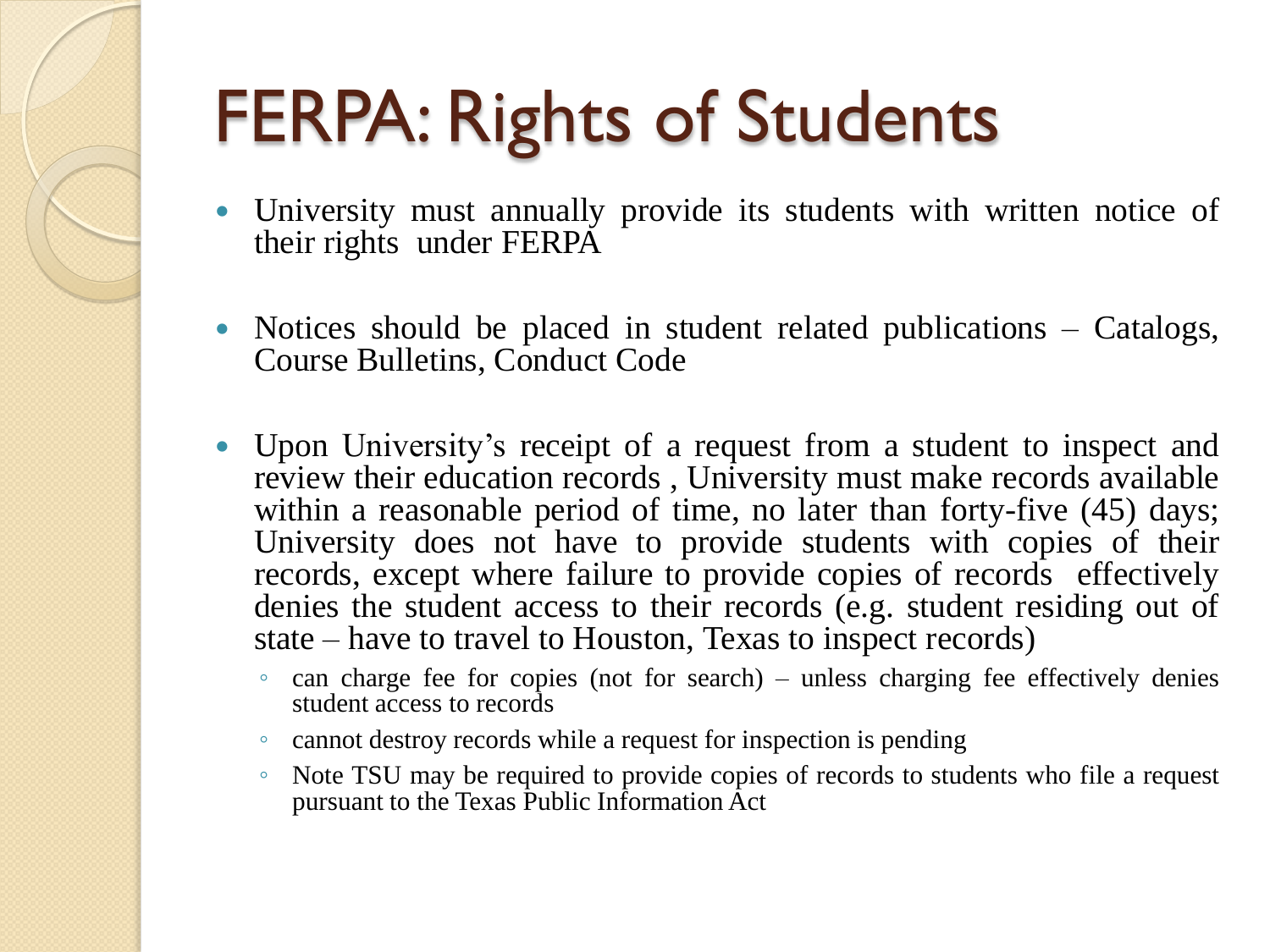# FERPA: Rights of Students

- University must annually provide its students with written notice of their rights under FERPA
- Notices should be placed in student related publications – Catalogs, Course Bulletins, Conduct Code
- Upon University's receipt of a request from a student to inspect and review their education records , University must make records available within a reasonable period of time, no later than forty-five (45) days; University does not have to provide students with copies of their records, except where failure to provide copies of records effectively denies the student access to their records (e.g. student residing out of state – have to travel to Houston, Texas to inspect records)
  - can charge fee for copies (not for search) – unless charging fee effectively denies student access to records
  - cannot destroy records while a request for inspection is pending
  - Note TSU may be required to provide copies of records to students who file a request pursuant to the Texas Public Information Act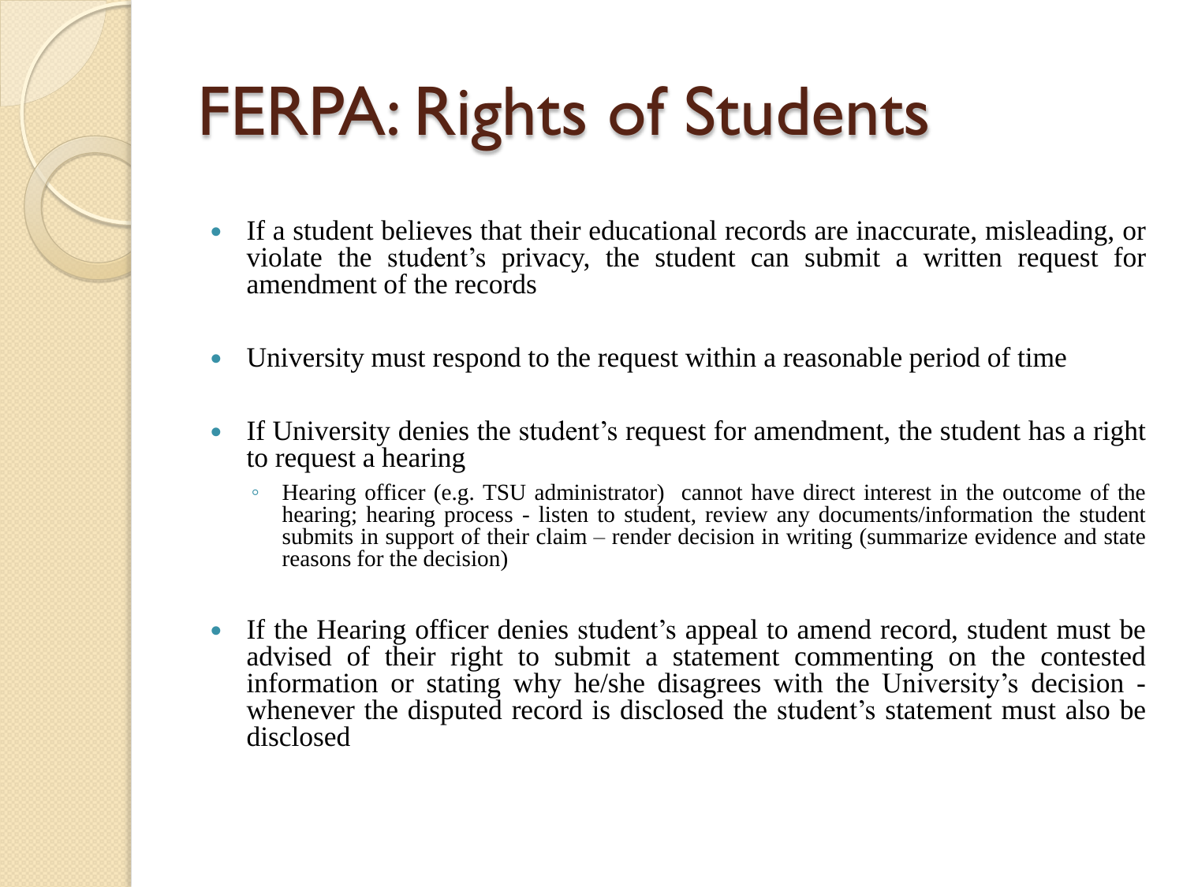# FERPA: Rights of Students

- If a student believes that their educational records are inaccurate, misleading, or violate the student's privacy, the student can submit a written request for amendment of the records

- University must respond to the request within a reasonable period of time

- If University denies the student's request for amendment, the student has a right to request a hearing
  - Hearing officer (e.g. TSU administrator) cannot have direct interest in the outcome of the hearing; hearing process - listen to student, review any documents/information the student submits in support of their claim – render decision in writing (summarize evidence and state reasons for the decision)

- If the Hearing officer denies student's appeal to amend record, student must be advised of their right to submit a statement commenting on the contested information or stating why he/she disagrees with the University's decision - whenever the disputed record is disclosed the student's statement must also be disclosed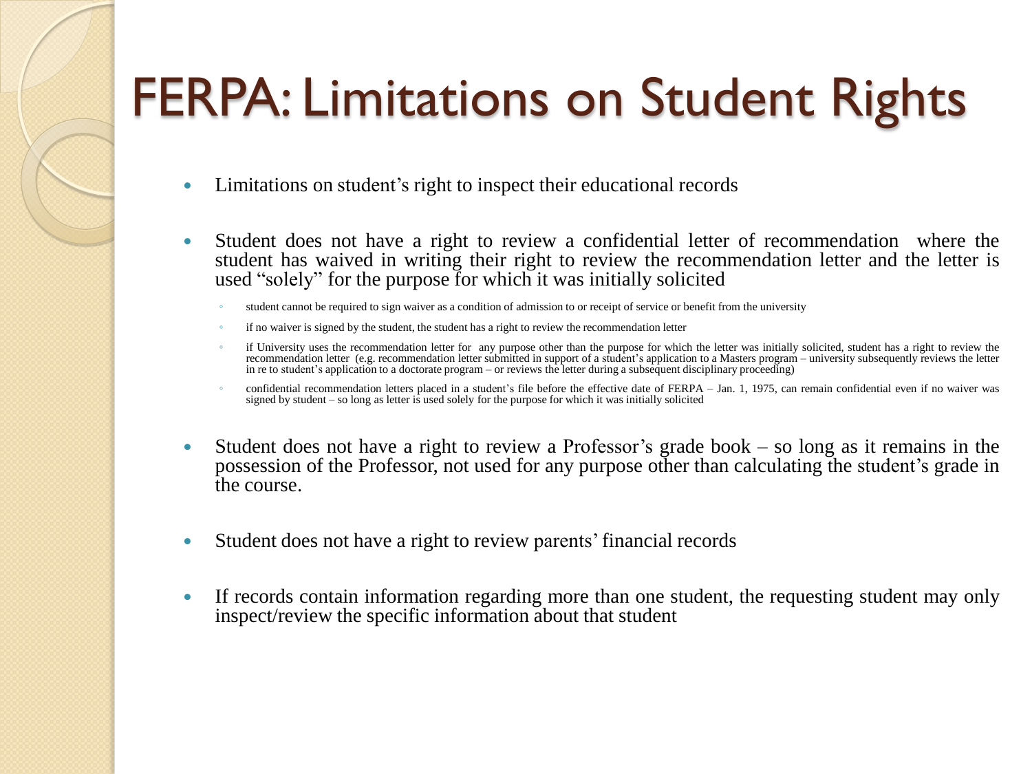# FERPA: Limitations on Student Rights

- Limitations on student's right to inspect their educational records
- Student does not have a right to review a confidential letter of recommendation where the student has waived in writing their right to review the recommendation letter and the letter is used "solely" for the purpose for which it was initially solicited
  - student cannot be required to sign waiver as a condition of admission to or receipt of service or benefit from the university
  - if no waiver is signed by the student, the student has a right to review the recommendation letter
  - if University uses the recommendation letter for any purpose other than the purpose for which the letter was initially solicited, student has a right to review the recommendation letter (e.g. recommendation letter submitted in support of a student's application to a Masters program – university subsequently reviews the letter in re to student's application to a doctorate program – or reviews the letter during a subsequent disciplinary proceeding)
  - confidential recommendation letters placed in a student's file before the effective date of FERPA – Jan. 1, 1975, can remain confidential even if no waiver was signed by student – so long as letter is used solely for the purpose for which it was initially solicited
- Student does not have a right to review a Professor's grade book – so long as it remains in the possession of the Professor, not used for any purpose other than calculating the student's grade in the course.
- Student does not have a right to review parents' financial records
- If records contain information regarding more than one student, the requesting student may only inspect/review the specific information about that student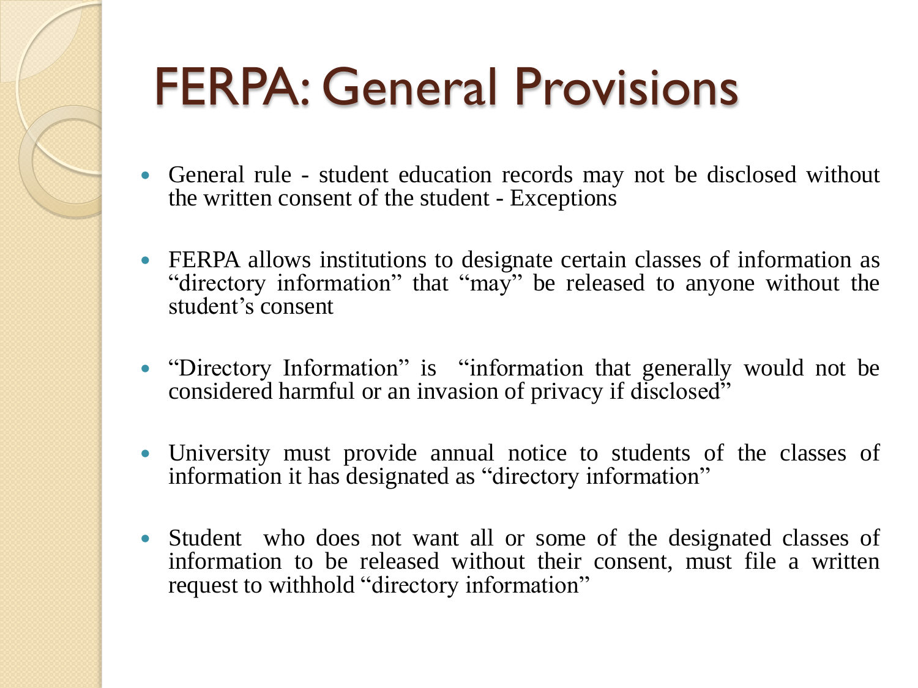# FERPA: General Provisions

- General rule - student education records may not be disclosed without the written consent of the student - Exceptions
- FERPA allows institutions to designate certain classes of information as "directory information" that "may" be released to anyone without the student's consent
- "Directory Information" is "information that generally would not be considered harmful or an invasion of privacy if disclosed"
- University must provide annual notice to students of the classes of information it has designated as "directory information"
- Student who does not want all or some of the designated classes of information to be released without their consent, must file a written request to withhold "directory information"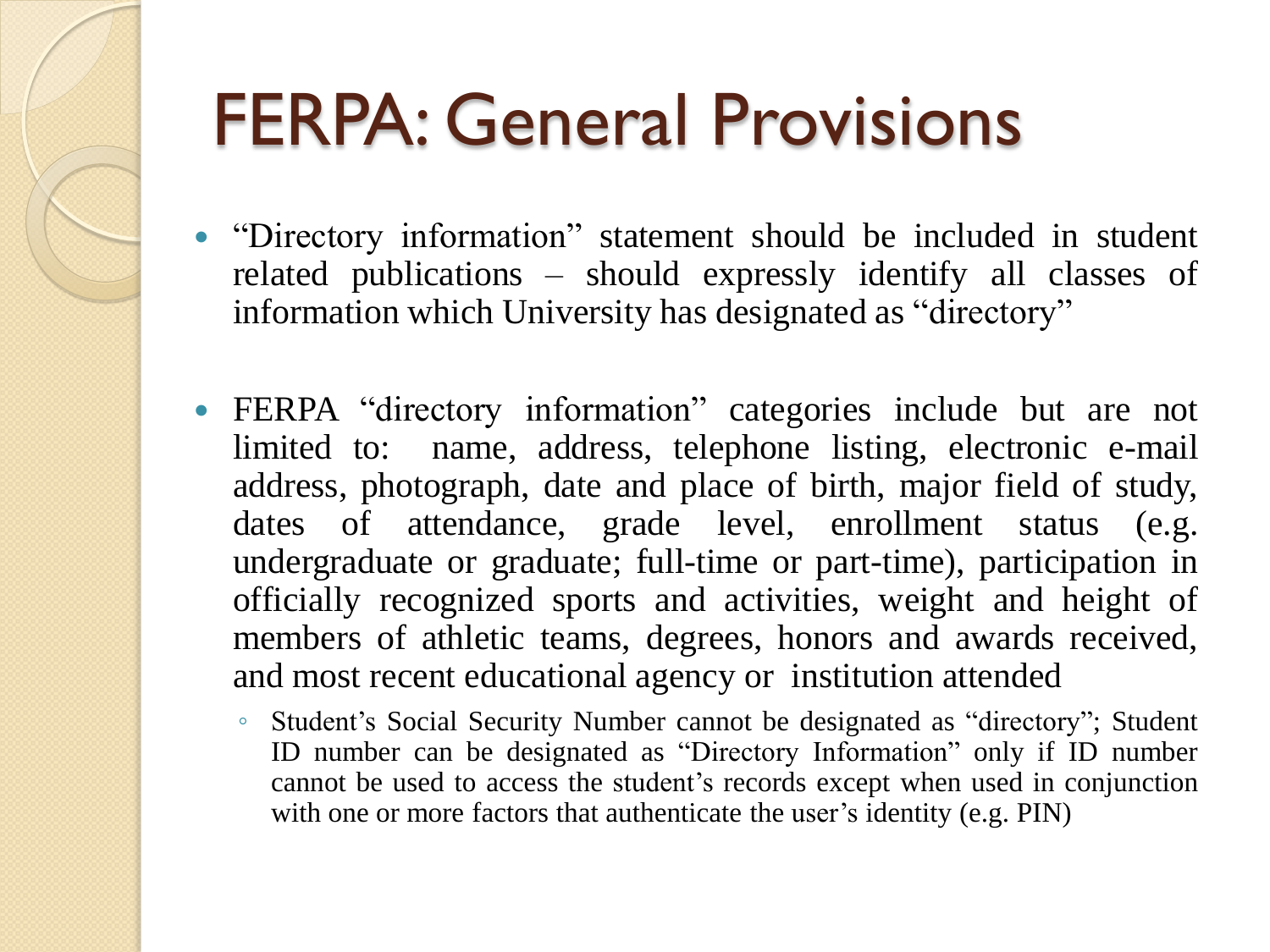# FERPA: General Provisions

- "Directory information" statement should be included in student related publications – should expressly identify all classes of information which University has designated as "directory"

- FERPA "directory information" categories include but are not limited to: name, address, telephone listing, electronic e-mail address, photograph, date and place of birth, major field of study, dates of attendance, grade level, enrollment status (e.g. undergraduate or graduate; full-time or part-time), participation in officially recognized sports and activities, weight and height of members of athletic teams, degrees, honors and awards received, and most recent educational agency or institution attended
  - Student's Social Security Number cannot be designated as "directory"; Student ID number can be designated as "Directory Information" only if ID number cannot be used to access the student's records except when used in conjunction with one or more factors that authenticate the user's identity (e.g. PIN)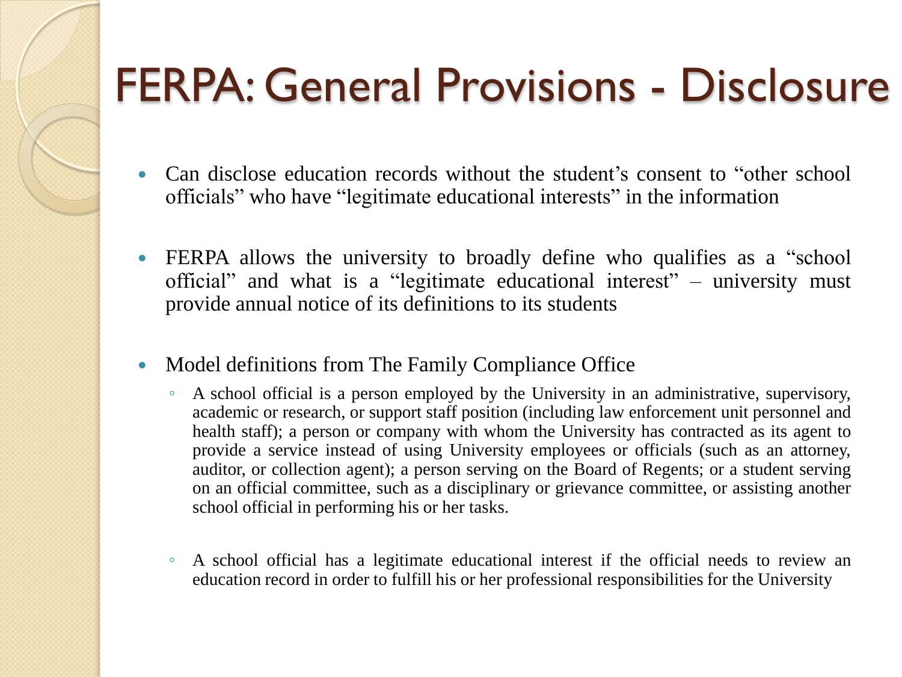# FERPA: General Provisions - Disclosure

- Can disclose education records without the student's consent to "other school officials" who have "legitimate educational interests" in the information

- FERPA allows the university to broadly define who qualifies as a "school official" and what is a "legitimate educational interest" – university must provide annual notice of its definitions to its students

- Model definitions from The Family Compliance Office
  - A school official is a person employed by the University in an administrative, supervisory, academic or research, or support staff position (including law enforcement unit personnel and health staff); a person or company with whom the University has contracted as its agent to provide a service instead of using University employees or officials (such as an attorney, auditor, or collection agent); a person serving on the Board of Regents; or a student serving on an official committee, such as a disciplinary or grievance committee, or assisting another school official in performing his or her tasks.

  - A school official has a legitimate educational interest if the official needs to review an education record in order to fulfill his or her professional responsibilities for the University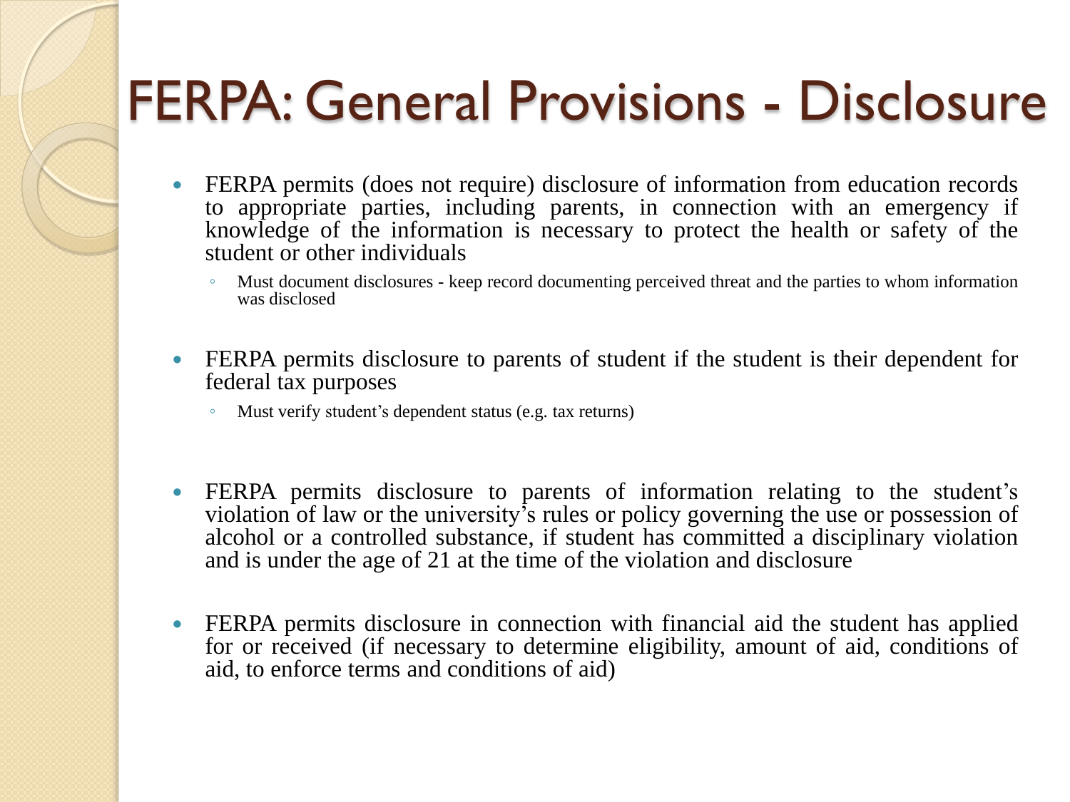# FERPA: General Provisions - Disclosure

- FERPA permits (does not require) disclosure of information from education records to appropriate parties, including parents, in connection with an emergency if knowledge of the information is necessary to protect the health or safety of the student or other individuals
  - Must document disclosures - keep record documenting perceived threat and the parties to whom information was disclosed
- FERPA permits disclosure to parents of student if the student is their dependent for federal tax purposes
  - Must verify student's dependent status (e.g. tax returns)
- FERPA permits disclosure to parents of information relating to the student's violation of law or the university's rules or policy governing the use or possession of alcohol or a controlled substance, if student has committed a disciplinary violation and is under the age of 21 at the time of the violation and disclosure
- FERPA permits disclosure in connection with financial aid the student has applied for or received (if necessary to determine eligibility, amount of aid, conditions of aid, to enforce terms and conditions of aid)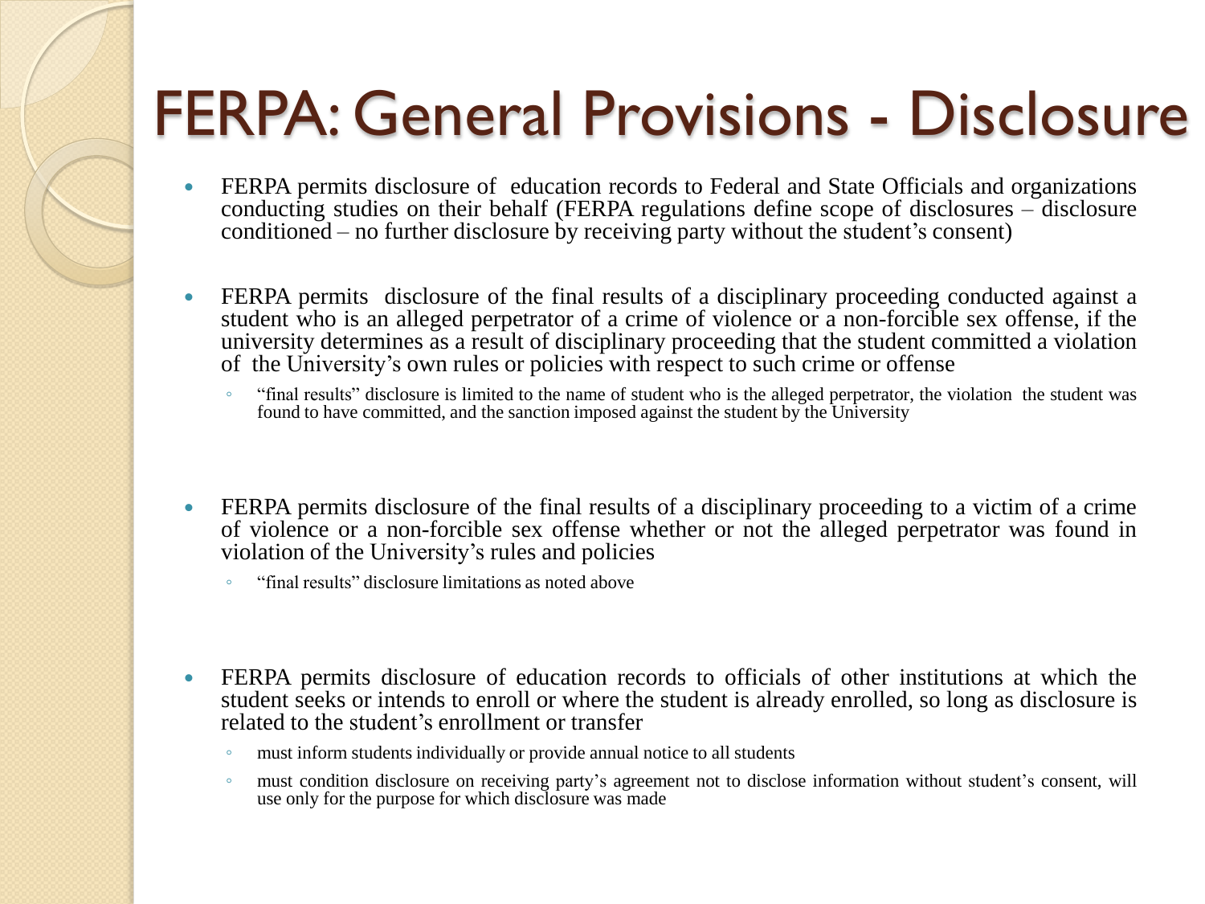# FERPA: General Provisions - Disclosure

- FERPA permits disclosure of education records to Federal and State Officials and organizations conducting studies on their behalf (FERPA regulations define scope of disclosures – disclosure conditioned – no further disclosure by receiving party without the student's consent)

- FERPA permits disclosure of the final results of a disciplinary proceeding conducted against a student who is an alleged perpetrator of a crime of violence or a non-forcible sex offense, if the university determines as a result of disciplinary proceeding that the student committed a violation of the University's own rules or policies with respect to such crime or offense
  - "final results" disclosure is limited to the name of student who is the alleged perpetrator, the violation the student was found to have committed, and the sanction imposed against the student by the University

- FERPA permits disclosure of the final results of a disciplinary proceeding to a victim of a crime of violence or a non-forcible sex offense whether or not the alleged perpetrator was found in violation of the University's rules and policies
  - "final results" disclosure limitations as noted above

- FERPA permits disclosure of education records to officials of other institutions at which the student seeks or intends to enroll or where the student is already enrolled, so long as disclosure is related to the student's enrollment or transfer
  - must inform students individually or provide annual notice to all students
  - must condition disclosure on receiving party's agreement not to disclose information without student's consent, will use only for the purpose for which disclosure was made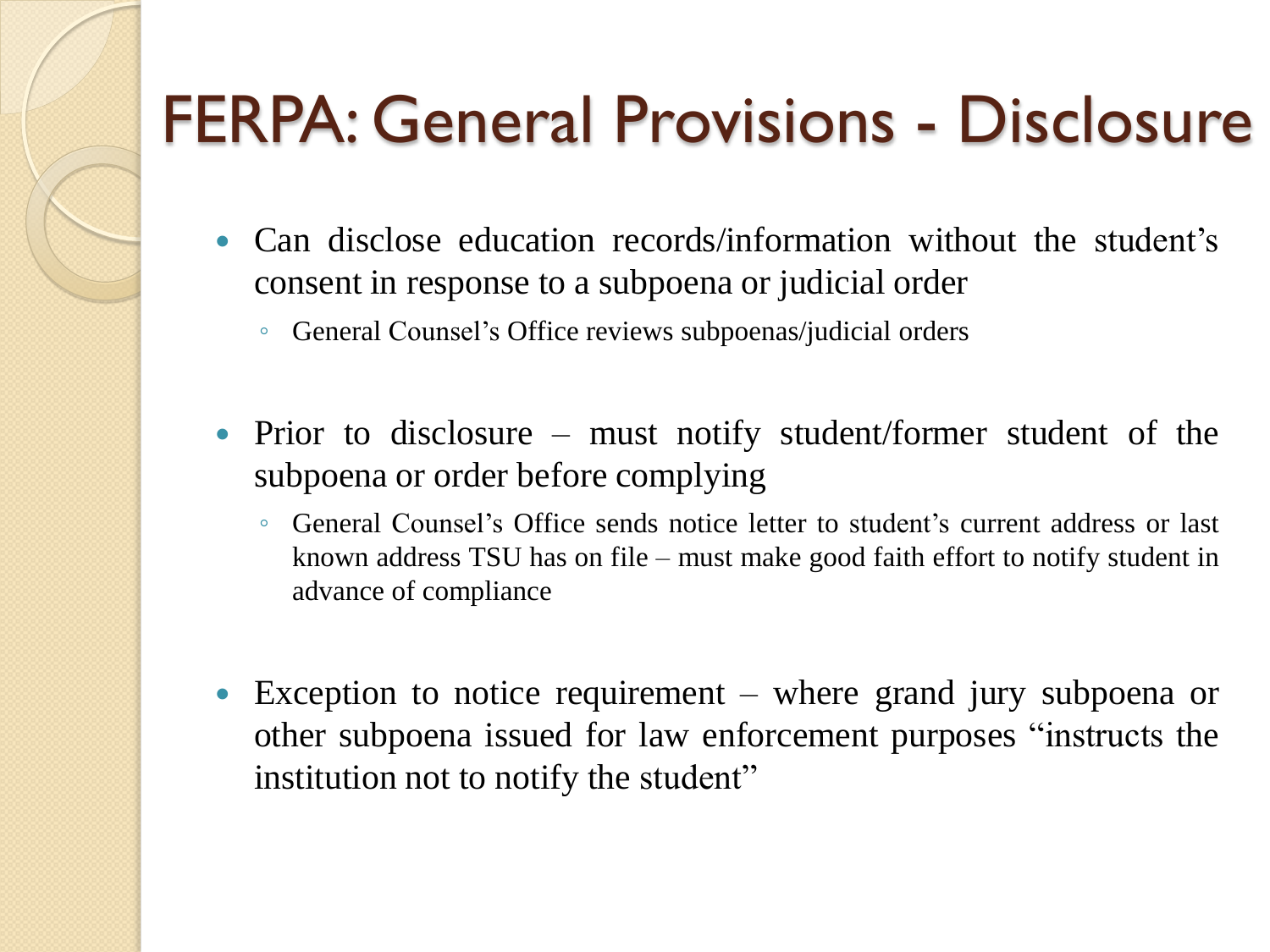# FERPA: General Provisions - Disclosure

- Can disclose education records/information without the student's consent in response to a subpoena or judicial order
  - General Counsel's Office reviews subpoenas/judicial orders
- Prior to disclosure – must notify student/former student of the subpoena or order before complying
  - General Counsel's Office sends notice letter to student's current address or last known address TSU has on file – must make good faith effort to notify student in advance of compliance
- Exception to notice requirement – where grand jury subpoena or other subpoena issued for law enforcement purposes "instructs the institution not to notify the student"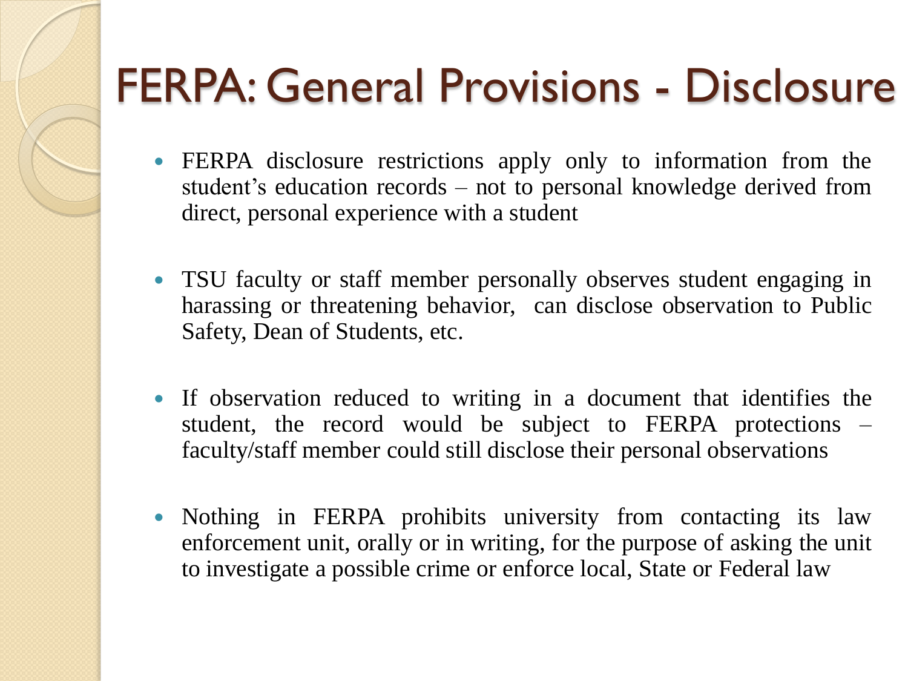# FERPA: General Provisions - Disclosure

- FERPA disclosure restrictions apply only to information from the student's education records – not to personal knowledge derived from direct, personal experience with a student
- TSU faculty or staff member personally observes student engaging in harassing or threatening behavior, can disclose observation to Public Safety, Dean of Students, etc.
- If observation reduced to writing in a document that identifies the student, the record would be subject to FERPA protections – faculty/staff member could still disclose their personal observations
- Nothing in FERPA prohibits university from contacting its law enforcement unit, orally or in writing, for the purpose of asking the unit to investigate a possible crime or enforce local, State or Federal law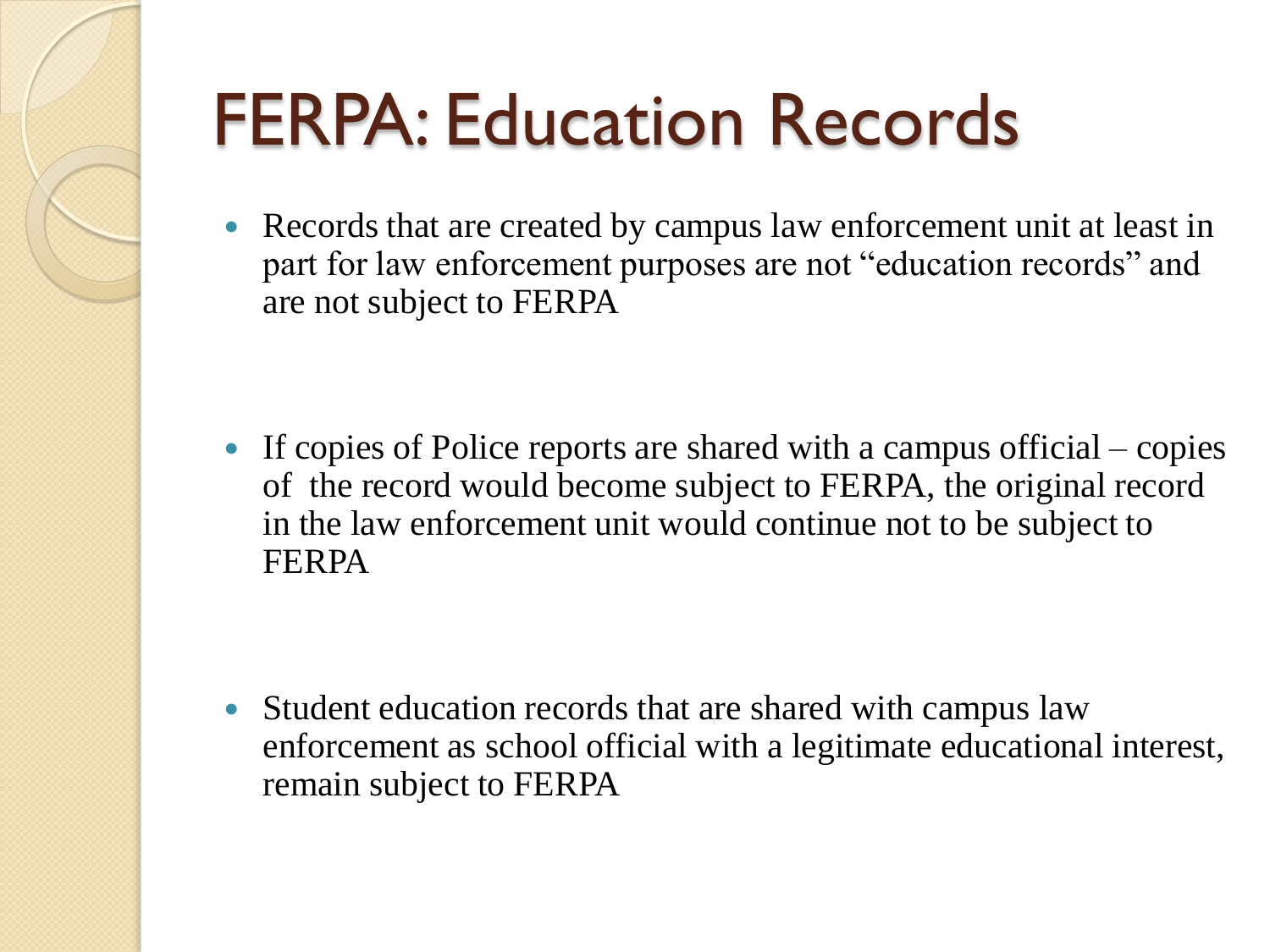# FERPA: Education Records

- Records that are created by campus law enforcement unit at least in part for law enforcement purposes are not "education records" and are not subject to FERPA

- If copies of Police reports are shared with a campus official – copies of the record would become subject to FERPA, the original record in the law enforcement unit would continue not to be subject to FERPA

- Student education records that are shared with campus law enforcement as school official with a legitimate educational interest, remain subject to FERPA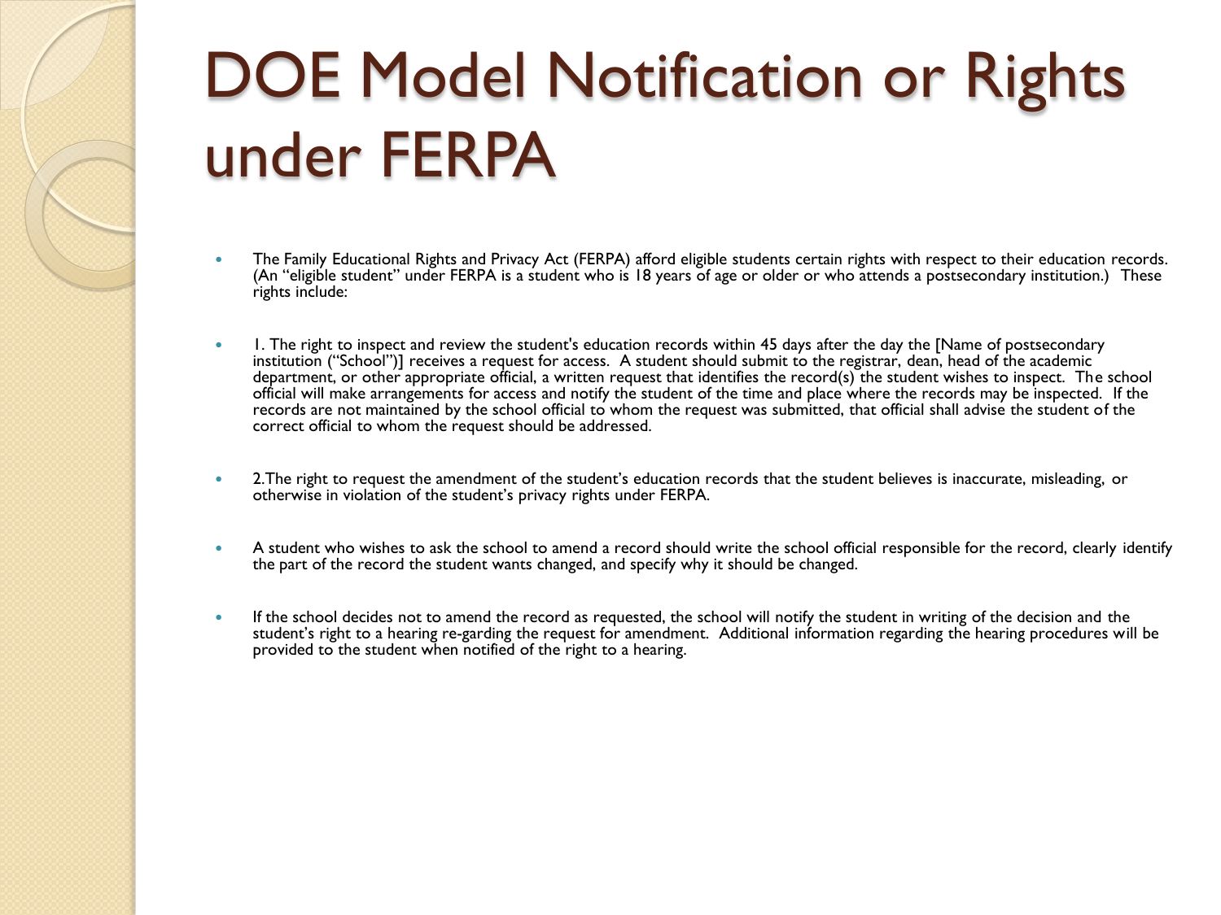# DOE Model Notification or Rights under FERPA

- The Family Educational Rights and Privacy Act (FERPA) afford eligible students certain rights with respect to their education records. (An "eligible student" under FERPA is a student who is 18 years of age or older or who attends a postsecondary institution.) These rights include:

- 1. The right to inspect and review the student's education records within 45 days after the day the [Name of postsecondary institution ("School")] receives a request for access. A student should submit to the registrar, dean, head of the academic department, or other appropriate official, a written request that identifies the record(s) the student wishes to inspect. The school official will make arrangements for access and notify the student of the time and place where the records may be inspected. If the records are not maintained by the school official to whom the request was submitted, that official shall advise the student of the correct official to whom the request should be addressed.

- 2.The right to request the amendment of the student's education records that the student believes is inaccurate, misleading, or otherwise in violation of the student's privacy rights under FERPA.

- A student who wishes to ask the school to amend a record should write the school official responsible for the record, clearly identify the part of the record the student wants changed, and specify why it should be changed.

- If the school decides not to amend the record as requested, the school will notify the student in writing of the decision and the student's right to a hearing re-garding the request for amendment. Additional information regarding the hearing procedures will be provided to the student when notified of the right to a hearing.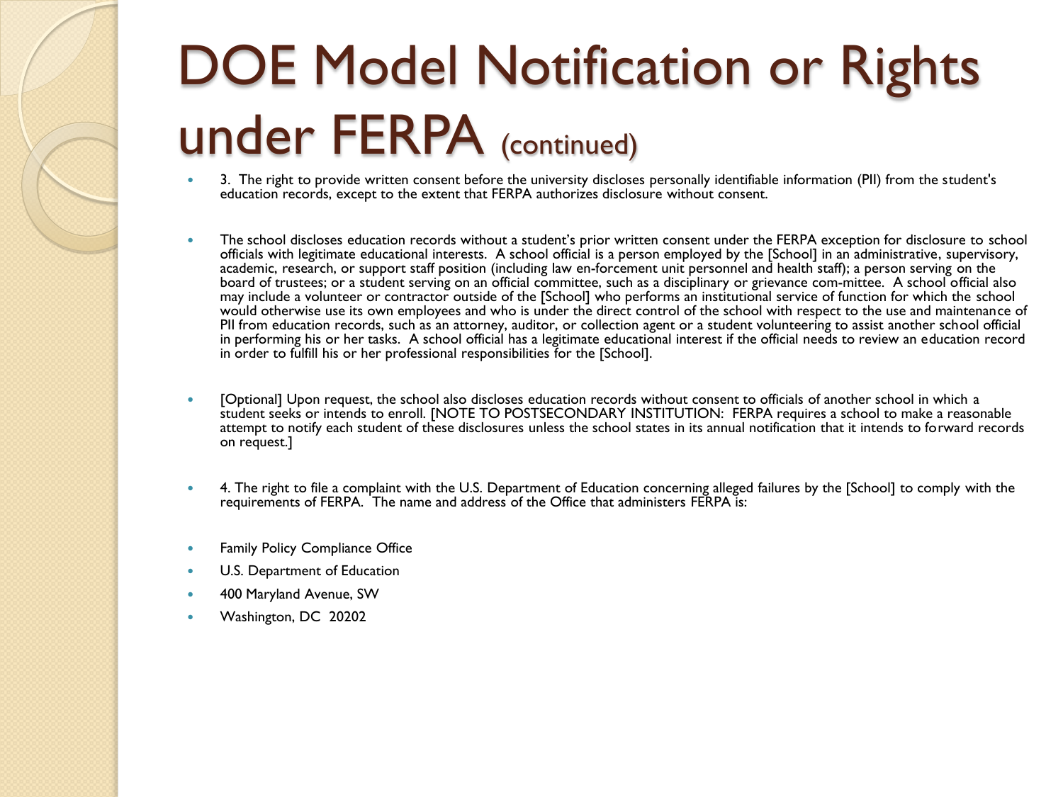# DOE Model Notification or Rights under FERPA (continued)

- 3. The right to provide written consent before the university discloses personally identifiable information (PII) from the student's education records, except to the extent that FERPA authorizes disclosure without consent.

- The school discloses education records without a student's prior written consent under the FERPA exception for disclosure to school officials with legitimate educational interests. A school official is a person employed by the [School] in an administrative, supervisory, academic, research, or support staff position (including law en-forcement unit personnel and health staff); a person serving on the board of trustees; or a student serving on an official committee, such as a disciplinary or grievance com-mittee. A school official also may include a volunteer or contractor outside of the [School] who performs an institutional service of function for which the school would otherwise use its own employees and who is under the direct control of the school with respect to the use and maintenance of PII from education records, such as an attorney, auditor, or collection agent or a student volunteering to assist another school official in performing his or her tasks. A school official has a legitimate educational interest if the official needs to review an education record in order to fulfill his or her professional responsibilities for the [School].

- [Optional] Upon request, the school also discloses education records without consent to officials of another school in which a student seeks or intends to enroll. [NOTE TO POSTSECONDARY INSTITUTION: FERPA requires a school to make a reasonable attempt to notify each student of these disclosures unless the school states in its annual notification that it intends to forward records on request.]

- 4. The right to file a complaint with the U.S. Department of Education concerning alleged failures by the [School] to comply with the requirements of FERPA. The name and address of the Office that administers FERPA is:

- Family Policy Compliance Office
- U.S. Department of Education
- 400 Maryland Avenue, SW
- Washington, DC 20202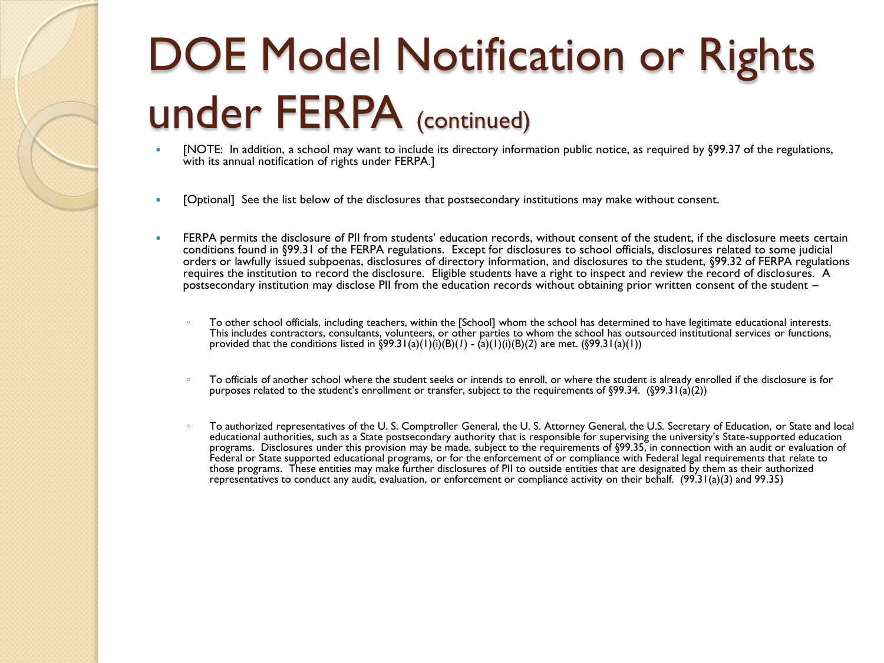# DOE Model Notification or Rights under FERPA (continued)

- [NOTE: In addition, a school may want to include its directory information public notice, as required by §99.37 of the regulations, with its annual notification of rights under FERPA.]

- [Optional] See the list below of the disclosures that postsecondary institutions may make without consent.

- FERPA permits the disclosure of PII from students' education records, without consent of the student, if the disclosure meets certain conditions found in §99.31 of the FERPA regulations. Except for disclosures to school officials, disclosures related to some judicial orders or lawfully issued subpoenas, disclosures of directory information, and disclosures to the student, §99.32 of FERPA regulations requires the institution to record the disclosure. Eligible students have a right to inspect and review the record of disclosures. A postsecondary institution may disclose PII from the education records without obtaining prior written consent of the student –

  - To other school officials, including teachers, within the [School] whom the school has determined to have legitimate educational interests. This includes contractors, consultants, volunteers, or other parties to whom the school has outsourced institutional services or functions, provided that the conditions listed in §99.31(a)(1)(i)(B)(*1*) - (a)(1)(i)(B)(2) are met. (§99.31(a)(1))

  - To officials of another school where the student seeks or intends to enroll, or where the student is already enrolled if the disclosure is for purposes related to the student's enrollment or transfer, subject to the requirements of §99.34. (§99.31(a)(2))

  - To authorized representatives of the U. S. Comptroller General, the U. S. Attorney General, the U.S. Secretary of Education, or State and local educational authorities, such as a State postsecondary authority that is responsible for supervising the university's State-supported education programs. Disclosures under this provision may be made, subject to the requirements of §99.35, in connection with an audit or evaluation of Federal or State supported educational programs, or for the enforcement of or compliance with Federal legal requirements that relate to those programs. These entities may make further disclosures of PII to outside entities that are designated by them as their authorized representatives to conduct any audit, evaluation, or enforcement or compliance activity on their behalf. (99.31(a)(3) and 99.35)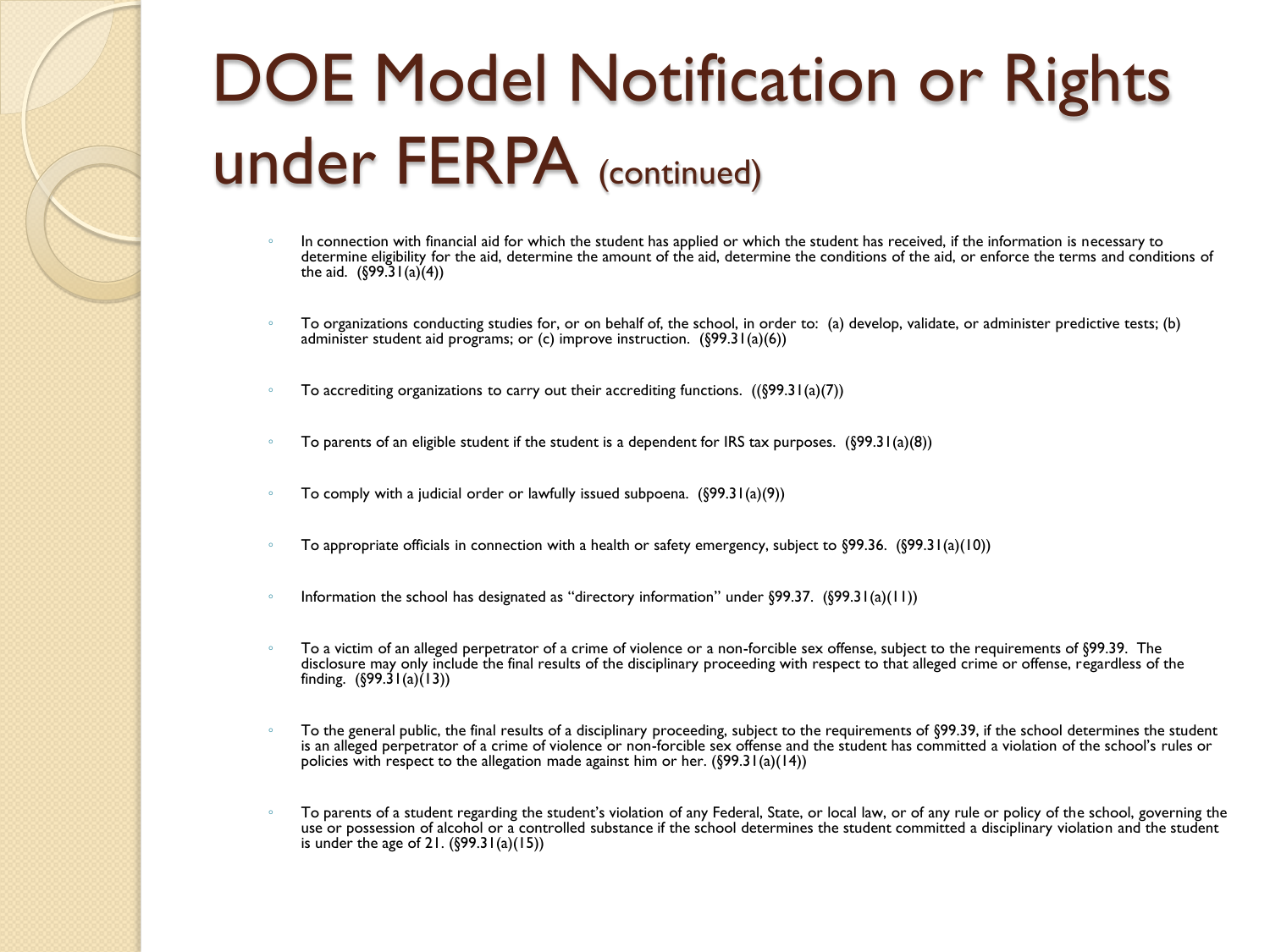# DOE Model Notification or Rights under FERPA (continued)

- In connection with financial aid for which the student has applied or which the student has received, if the information is necessary to determine eligibility for the aid, determine the amount of the aid, determine the conditions of the aid, or enforce the terms and conditions of the aid. (§99.31(a)(4))
- To organizations conducting studies for, or on behalf of, the school, in order to: (a) develop, validate, or administer predictive tests; (b) administer student aid programs; or (c) improve instruction. (§99.31(a)(6))
- To accrediting organizations to carry out their accrediting functions. ((§99.31(a)(7))
- To parents of an eligible student if the student is a dependent for IRS tax purposes. (§99.31(a)(8))
- To comply with a judicial order or lawfully issued subpoena. (§99.31(a)(9))
- To appropriate officials in connection with a health or safety emergency, subject to §99.36. (§99.31(a)(10))
- Information the school has designated as "directory information" under §99.37. (§99.31(a)(11))
- To a victim of an alleged perpetrator of a crime of violence or a non-forcible sex offense, subject to the requirements of §99.39. The disclosure may only include the final results of the disciplinary proceeding with respect to that alleged crime or offense, regardless of the finding. (§99.31(a)(13))
- To the general public, the final results of a disciplinary proceeding, subject to the requirements of §99.39, if the school determines the student is an alleged perpetrator of a crime of violence or non-forcible sex offense and the student has committed a violation of the school's rules or policies with respect to the allegation made against him or her. (§99.31(a)(14))
- To parents of a student regarding the student's violation of any Federal, State, or local law, or of any rule or policy of the school, governing the use or possession of alcohol or a controlled substance if the school determines the student committed a disciplinary violation and the student is under the age of 21. (§99.31(a)(15))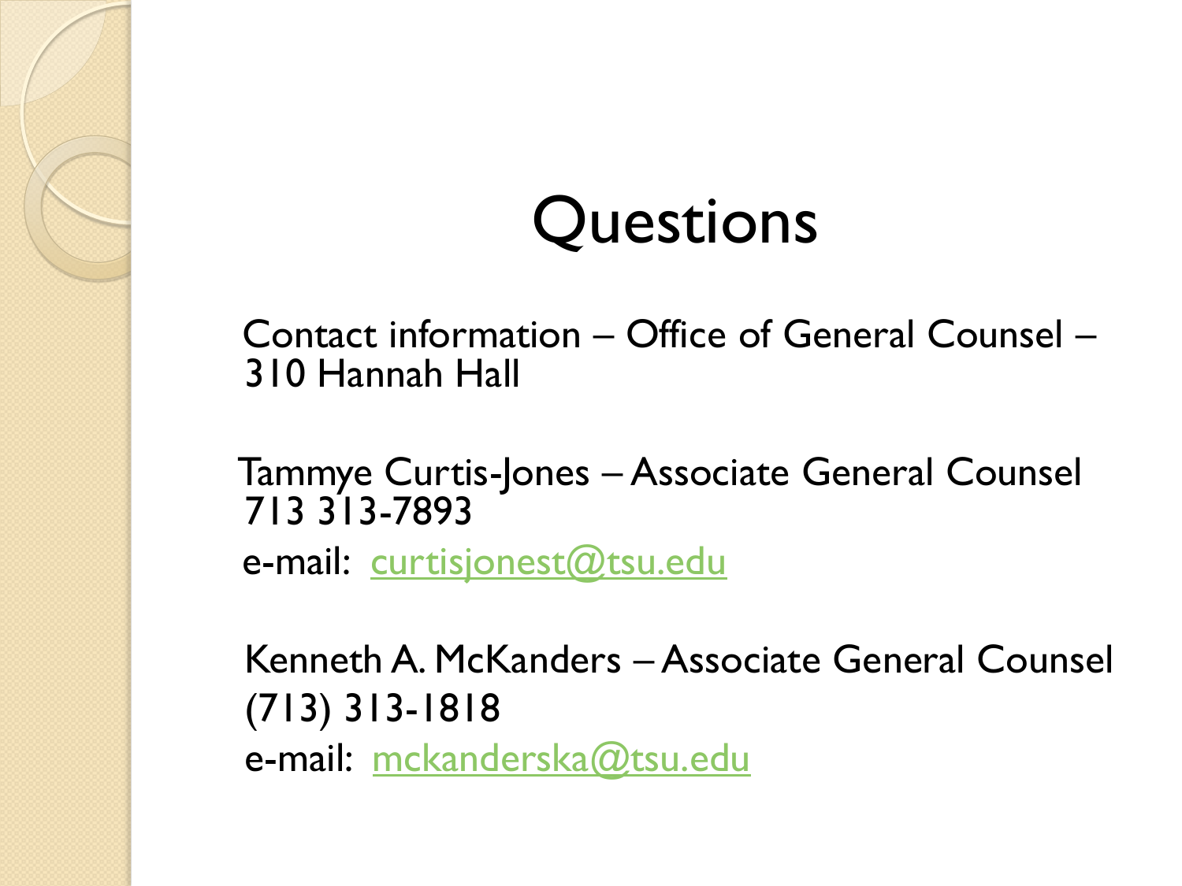# Questions

Contact information – Office of General Counsel – 310 Hannah Hall

Tammye Curtis-Jones – Associate General Counsel
713 313-7893

e-mail: curtisjonest@tsu.edu

Kenneth A. McKanders – Associate General Counsel
(713) 313-1818

e-mail: mckanderska@tsu.edu